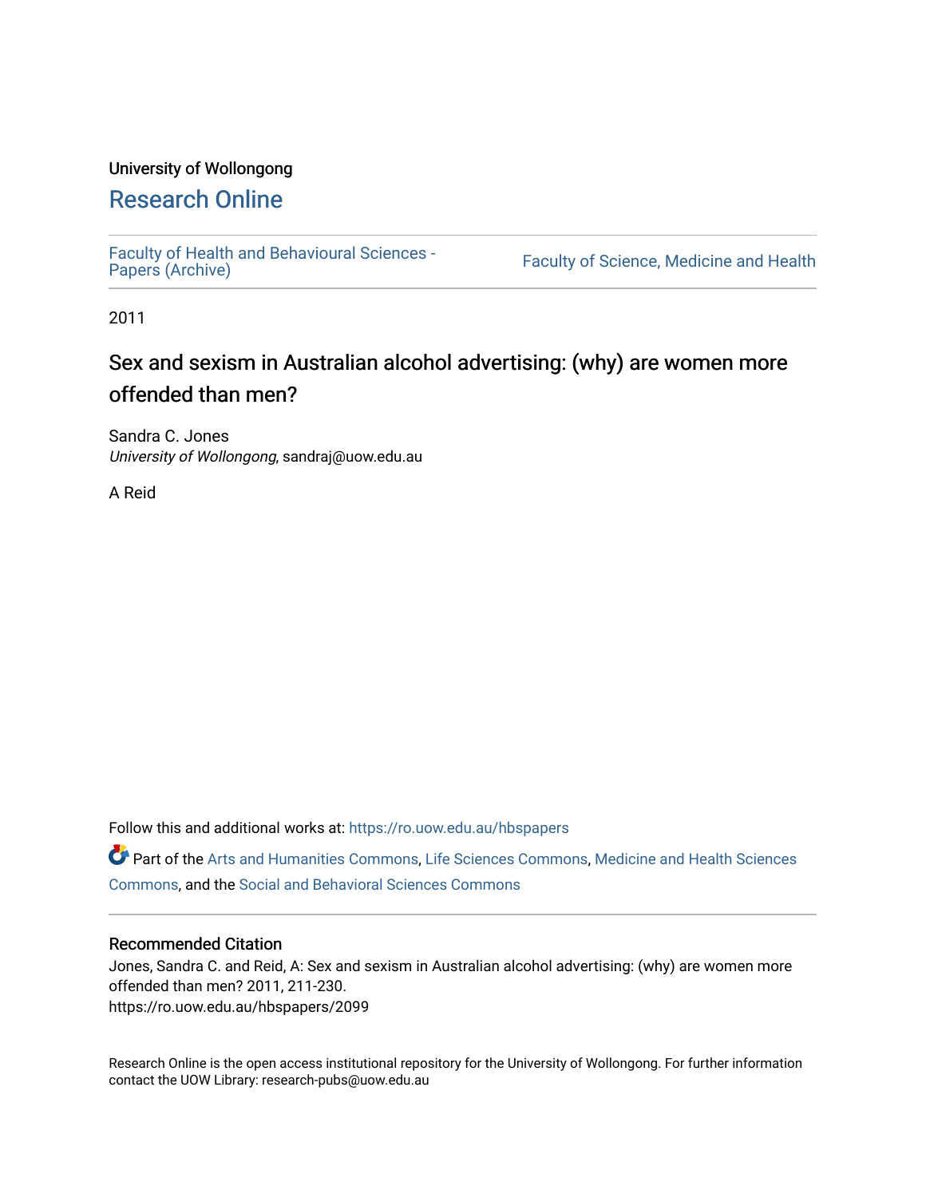University of Wollongong

# Research Online

Faculty of Health and Behavioural Sciences - Papers (Archive)

Faculty of Science, Medicine and Health

2011

## Sex and sexism in Australian alcohol advertising: (why) are women more offended than men?

Sandra C. Jones
*University of Wollongong*, sandraj@uow.edu.au

A Reid

Follow this and additional works at: https://ro.uow.edu.au/hbspapers

Part of the Arts and Humanities Commons, Life Sciences Commons, Medicine and Health Sciences Commons, and the Social and Behavioral Sciences Commons

### Recommended Citation

Jones, Sandra C. and Reid, A: Sex and sexism in Australian alcohol advertising: (why) are women more offended than men? 2011, 211-230.
https://ro.uow.edu.au/hbspapers/2099

Research Online is the open access institutional repository for the University of Wollongong. For further information contact the UOW Library: research-pubs@uow.edu.au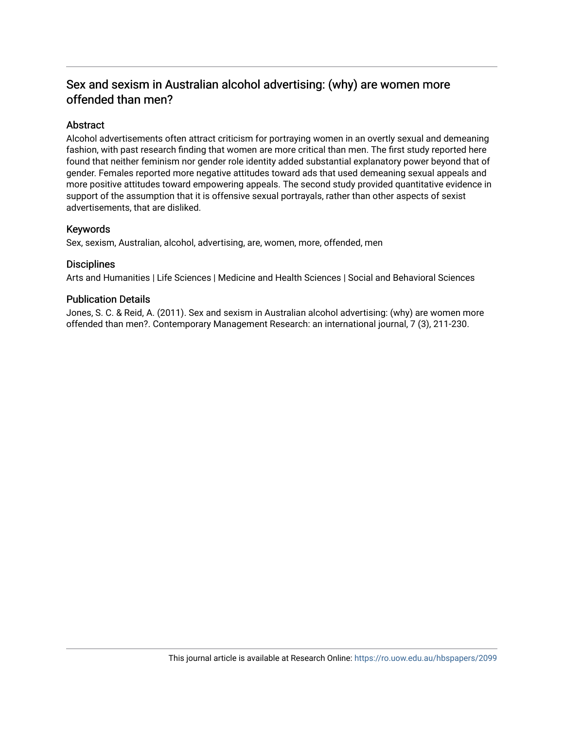# Sex and sexism in Australian alcohol advertising: (why) are women more offended than men?

## Abstract

Alcohol advertisements often attract criticism for portraying women in an overtly sexual and demeaning fashion, with past research finding that women are more critical than men. The first study reported here found that neither feminism nor gender role identity added substantial explanatory power beyond that of gender. Females reported more negative attitudes toward ads that used demeaning sexual appeals and more positive attitudes toward empowering appeals. The second study provided quantitative evidence in support of the assumption that it is offensive sexual portrayals, rather than other aspects of sexist advertisements, that are disliked.

## Keywords

Sex, sexism, Australian, alcohol, advertising, are, women, more, offended, men

## Disciplines

Arts and Humanities | Life Sciences | Medicine and Health Sciences | Social and Behavioral Sciences

## Publication Details

Jones, S. C. & Reid, A. (2011). Sex and sexism in Australian alcohol advertising: (why) are women more offended than men?. Contemporary Management Research: an international journal, 7 (3), 211-230.

This journal article is available at Research Online: https://ro.uow.edu.au/hbspapers/2099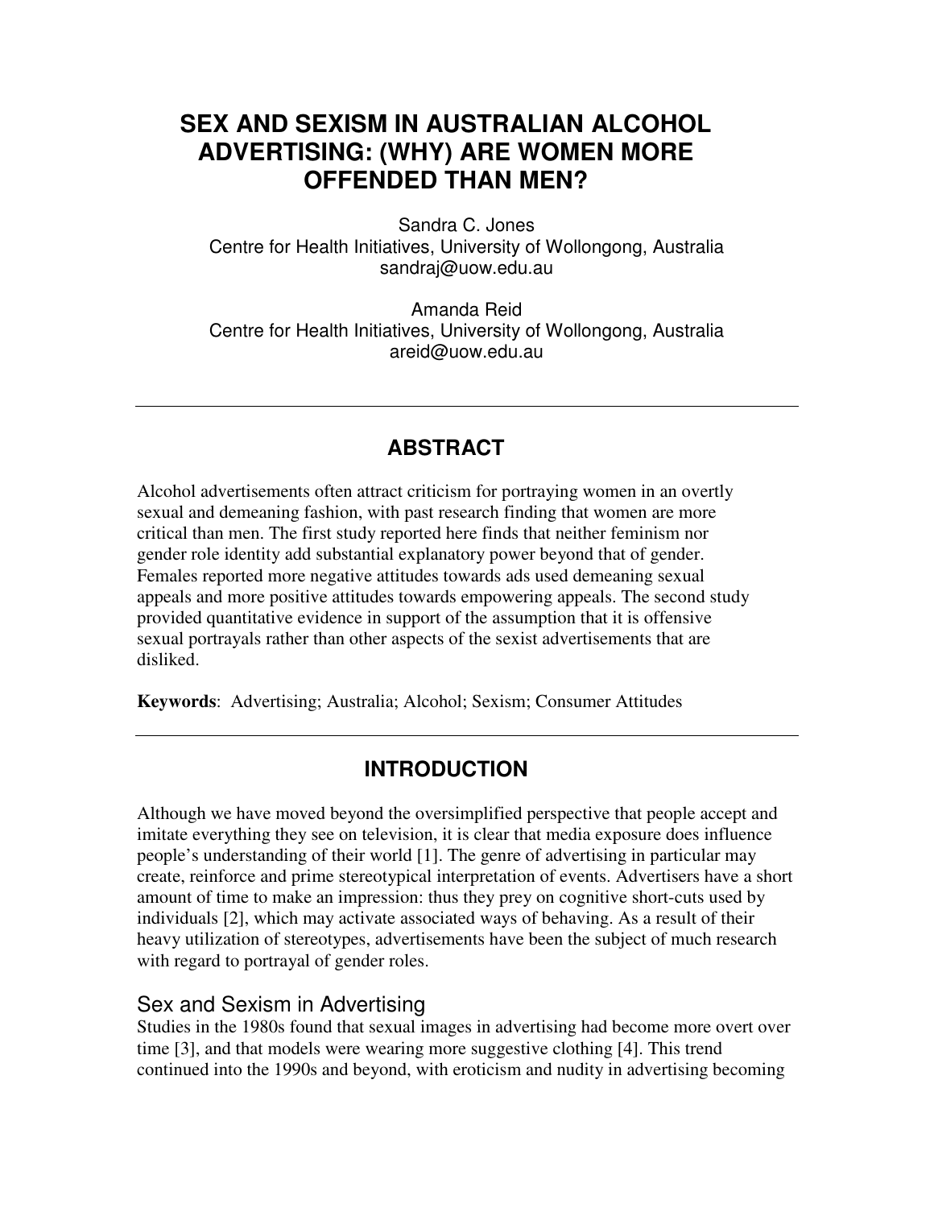# SEX AND SEXISM IN AUSTRALIAN ALCOHOL ADVERTISING: (WHY) ARE WOMEN MORE OFFENDED THAN MEN?

Sandra C. Jones
Centre for Health Initiatives, University of Wollongong, Australia
sandraj@uow.edu.au

Amanda Reid
Centre for Health Initiatives, University of Wollongong, Australia
areid@uow.edu.au

---

## ABSTRACT

Alcohol advertisements often attract criticism for portraying women in an overtly sexual and demeaning fashion, with past research finding that women are more critical than men. The first study reported here finds that neither feminism nor gender role identity add substantial explanatory power beyond that of gender. Females reported more negative attitudes towards ads used demeaning sexual appeals and more positive attitudes towards empowering appeals. The second study provided quantitative evidence in support of the assumption that it is offensive sexual portrayals rather than other aspects of the sexist advertisements that are disliked.

**Keywords**: Advertising; Australia; Alcohol; Sexism; Consumer Attitudes

---

## INTRODUCTION

Although we have moved beyond the oversimplified perspective that people accept and imitate everything they see on television, it is clear that media exposure does influence people's understanding of their world [1]. The genre of advertising in particular may create, reinforce and prime stereotypical interpretation of events. Advertisers have a short amount of time to make an impression: thus they prey on cognitive short-cuts used by individuals [2], which may activate associated ways of behaving. As a result of their heavy utilization of stereotypes, advertisements have been the subject of much research with regard to portrayal of gender roles.

### Sex and Sexism in Advertising

Studies in the 1980s found that sexual images in advertising had become more overt over time [3], and that models were wearing more suggestive clothing [4]. This trend continued into the 1990s and beyond, with eroticism and nudity in advertising becoming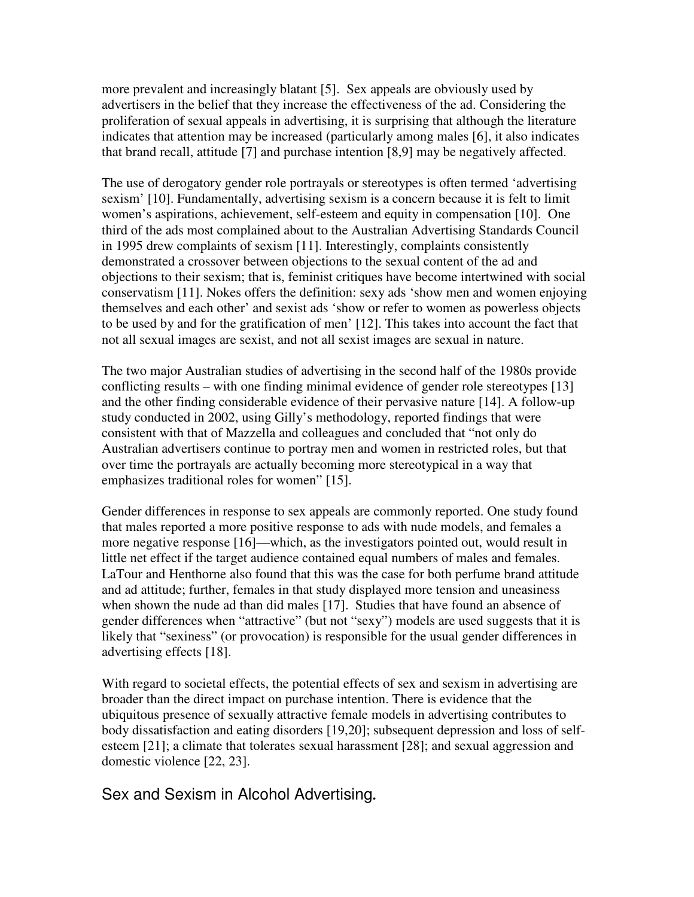more prevalent and increasingly blatant [5]. Sex appeals are obviously used by advertisers in the belief that they increase the effectiveness of the ad. Considering the proliferation of sexual appeals in advertising, it is surprising that although the literature indicates that attention may be increased (particularly among males [6], it also indicates that brand recall, attitude [7] and purchase intention [8,9] may be negatively affected.

The use of derogatory gender role portrayals or stereotypes is often termed 'advertising sexism' [10]. Fundamentally, advertising sexism is a concern because it is felt to limit women's aspirations, achievement, self-esteem and equity in compensation [10]. One third of the ads most complained about to the Australian Advertising Standards Council in 1995 drew complaints of sexism [11]. Interestingly, complaints consistently demonstrated a crossover between objections to the sexual content of the ad and objections to their sexism; that is, feminist critiques have become intertwined with social conservatism [11]. Nokes offers the definition: sexy ads 'show men and women enjoying themselves and each other' and sexist ads 'show or refer to women as powerless objects to be used by and for the gratification of men' [12]. This takes into account the fact that not all sexual images are sexist, and not all sexist images are sexual in nature.

The two major Australian studies of advertising in the second half of the 1980s provide conflicting results – with one finding minimal evidence of gender role stereotypes [13] and the other finding considerable evidence of their pervasive nature [14]. A follow-up study conducted in 2002, using Gilly's methodology, reported findings that were consistent with that of Mazzella and colleagues and concluded that "not only do Australian advertisers continue to portray men and women in restricted roles, but that over time the portrayals are actually becoming more stereotypical in a way that emphasizes traditional roles for women" [15].

Gender differences in response to sex appeals are commonly reported. One study found that males reported a more positive response to ads with nude models, and females a more negative response [16]—which, as the investigators pointed out, would result in little net effect if the target audience contained equal numbers of males and females. LaTour and Henthorne also found that this was the case for both perfume brand attitude and ad attitude; further, females in that study displayed more tension and uneasiness when shown the nude ad than did males [17]. Studies that have found an absence of gender differences when "attractive" (but not "sexy") models are used suggests that it is likely that "sexiness" (or provocation) is responsible for the usual gender differences in advertising effects [18].

With regard to societal effects, the potential effects of sex and sexism in advertising are broader than the direct impact on purchase intention. There is evidence that the ubiquitous presence of sexually attractive female models in advertising contributes to body dissatisfaction and eating disorders [19,20]; subsequent depression and loss of self-esteem [21]; a climate that tolerates sexual harassment [28]; and sexual aggression and domestic violence [22, 23].

## Sex and Sexism in Alcohol Advertising.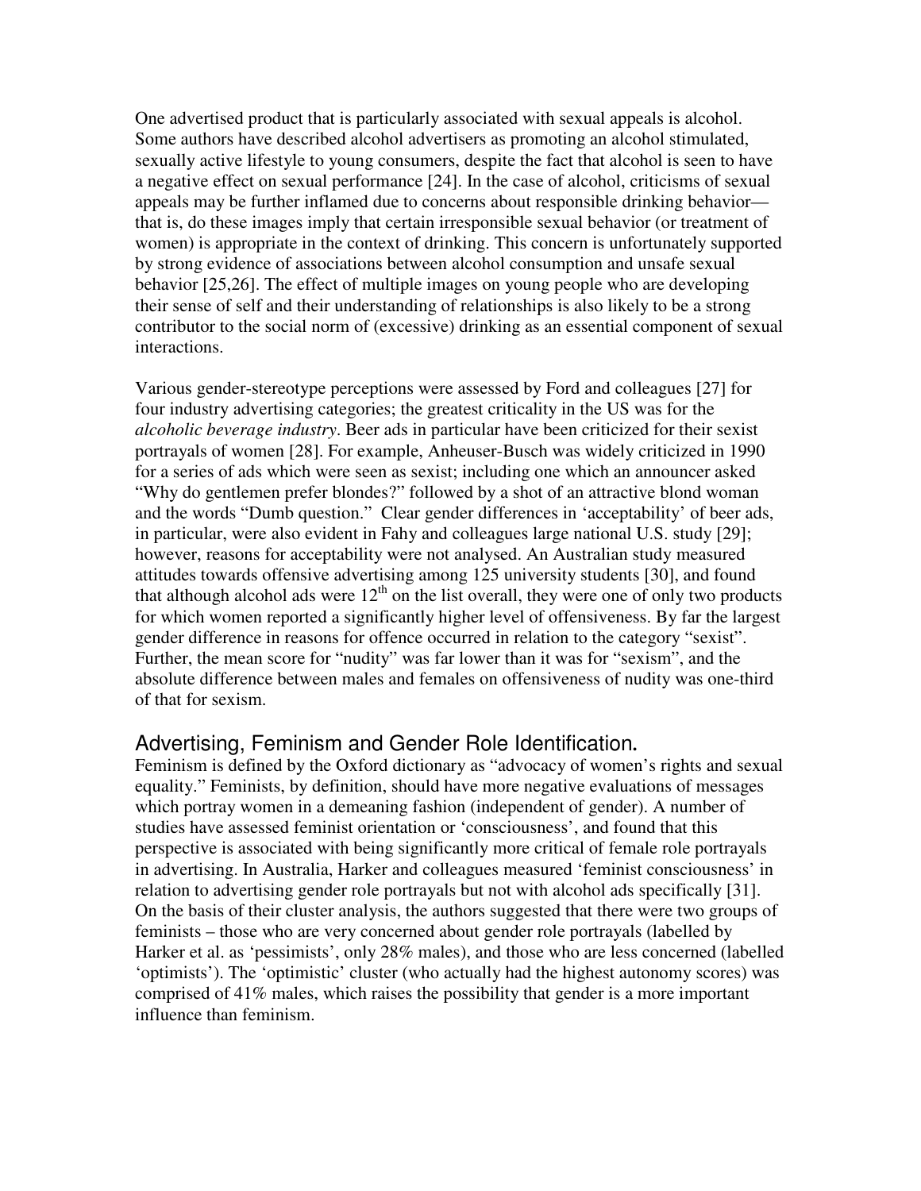One advertised product that is particularly associated with sexual appeals is alcohol. Some authors have described alcohol advertisers as promoting an alcohol stimulated, sexually active lifestyle to young consumers, despite the fact that alcohol is seen to have a negative effect on sexual performance [24]. In the case of alcohol, criticisms of sexual appeals may be further inflamed due to concerns about responsible drinking behavior—that is, do these images imply that certain irresponsible sexual behavior (or treatment of women) is appropriate in the context of drinking. This concern is unfortunately supported by strong evidence of associations between alcohol consumption and unsafe sexual behavior [25,26]. The effect of multiple images on young people who are developing their sense of self and their understanding of relationships is also likely to be a strong contributor to the social norm of (excessive) drinking as an essential component of sexual interactions.

Various gender-stereotype perceptions were assessed by Ford and colleagues [27] for four industry advertising categories; the greatest criticality in the US was for the *alcoholic beverage industry*. Beer ads in particular have been criticized for their sexist portrayals of women [28]. For example, Anheuser-Busch was widely criticized in 1990 for a series of ads which were seen as sexist; including one which an announcer asked "Why do gentlemen prefer blondes?" followed by a shot of an attractive blond woman and the words "Dumb question." Clear gender differences in 'acceptability' of beer ads, in particular, were also evident in Fahy and colleagues large national U.S. study [29]; however, reasons for acceptability were not analysed. An Australian study measured attitudes towards offensive advertising among 125 university students [30], and found that although alcohol ads were 12th on the list overall, they were one of only two products for which women reported a significantly higher level of offensiveness. By far the largest gender difference in reasons for offence occurred in relation to the category "sexist". Further, the mean score for "nudity" was far lower than it was for "sexism", and the absolute difference between males and females on offensiveness of nudity was one-third of that for sexism.

## Advertising, Feminism and Gender Role Identification.

Feminism is defined by the Oxford dictionary as "advocacy of women's rights and sexual equality." Feminists, by definition, should have more negative evaluations of messages which portray women in a demeaning fashion (independent of gender). A number of studies have assessed feminist orientation or 'consciousness', and found that this perspective is associated with being significantly more critical of female role portrayals in advertising. In Australia, Harker and colleagues measured 'feminist consciousness' in relation to advertising gender role portrayals but not with alcohol ads specifically [31]. On the basis of their cluster analysis, the authors suggested that there were two groups of feminists – those who are very concerned about gender role portrayals (labelled by Harker et al. as 'pessimists', only 28% males), and those who are less concerned (labelled 'optimists'). The 'optimistic' cluster (who actually had the highest autonomy scores) was comprised of 41% males, which raises the possibility that gender is a more important influence than feminism.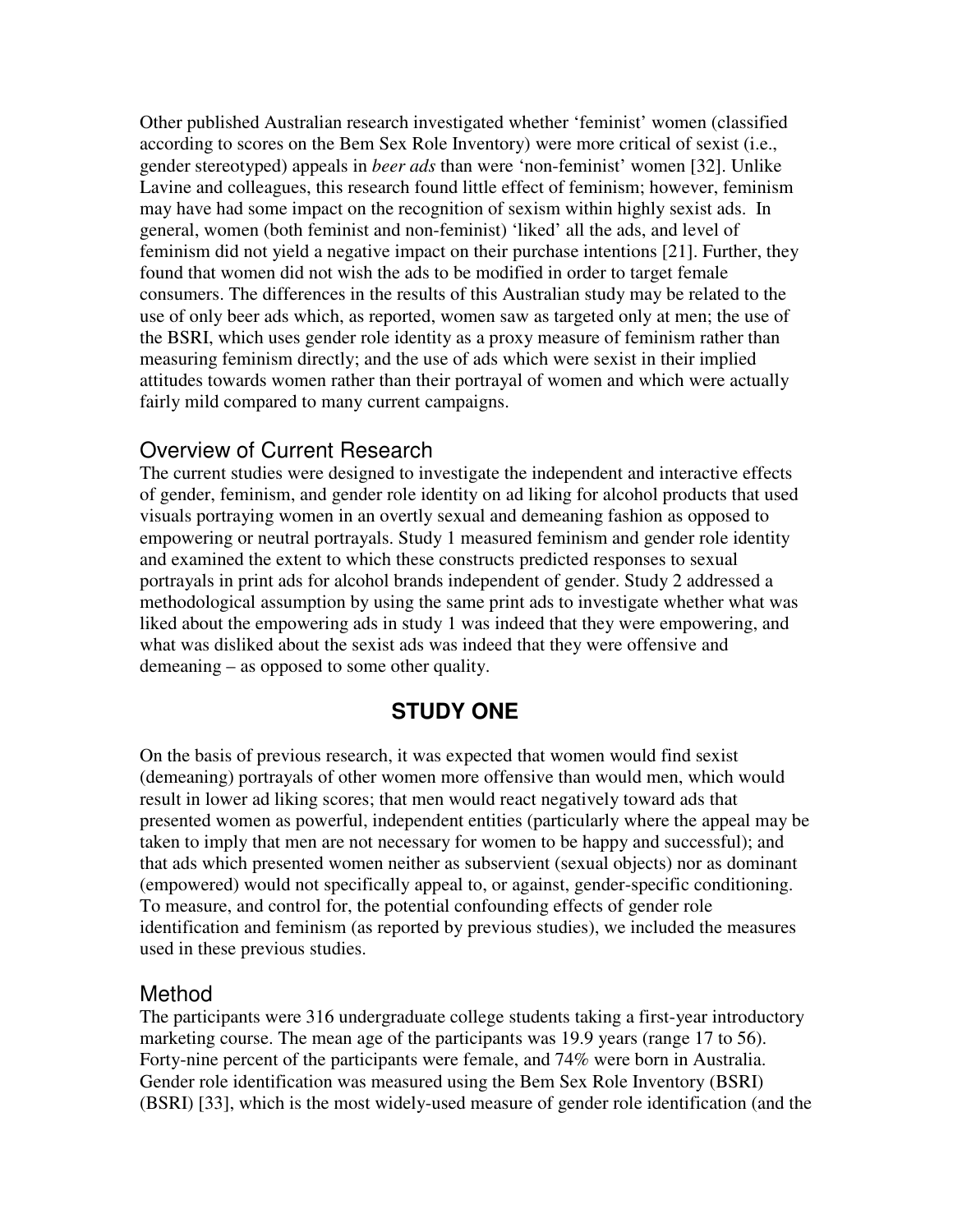Other published Australian research investigated whether 'feminist' women (classified according to scores on the Bem Sex Role Inventory) were more critical of sexist (i.e., gender stereotyped) appeals in *beer ads* than were 'non-feminist' women [32]. Unlike Lavine and colleagues, this research found little effect of feminism; however, feminism may have had some impact on the recognition of sexism within highly sexist ads. In general, women (both feminist and non-feminist) 'liked' all the ads, and level of feminism did not yield a negative impact on their purchase intentions [21]. Further, they found that women did not wish the ads to be modified in order to target female consumers. The differences in the results of this Australian study may be related to the use of only beer ads which, as reported, women saw as targeted only at men; the use of the BSRI, which uses gender role identity as a proxy measure of feminism rather than measuring feminism directly; and the use of ads which were sexist in their implied attitudes towards women rather than their portrayal of women and which were actually fairly mild compared to many current campaigns.

## Overview of Current Research

The current studies were designed to investigate the independent and interactive effects of gender, feminism, and gender role identity on ad liking for alcohol products that used visuals portraying women in an overtly sexual and demeaning fashion as opposed to empowering or neutral portrayals. Study 1 measured feminism and gender role identity and examined the extent to which these constructs predicted responses to sexual portrayals in print ads for alcohol brands independent of gender. Study 2 addressed a methodological assumption by using the same print ads to investigate whether what was liked about the empowering ads in study 1 was indeed that they were empowering, and what was disliked about the sexist ads was indeed that they were offensive and demeaning – as opposed to some other quality.

# STUDY ONE

On the basis of previous research, it was expected that women would find sexist (demeaning) portrayals of other women more offensive than would men, which would result in lower ad liking scores; that men would react negatively toward ads that presented women as powerful, independent entities (particularly where the appeal may be taken to imply that men are not necessary for women to be happy and successful); and that ads which presented women neither as subservient (sexual objects) nor as dominant (empowered) would not specifically appeal to, or against, gender-specific conditioning. To measure, and control for, the potential confounding effects of gender role identification and feminism (as reported by previous studies), we included the measures used in these previous studies.

## Method

The participants were 316 undergraduate college students taking a first-year introductory marketing course. The mean age of the participants was 19.9 years (range 17 to 56). Forty-nine percent of the participants were female, and 74% were born in Australia. Gender role identification was measured using the Bem Sex Role Inventory (BSRI) (BSRI) [33], which is the most widely-used measure of gender role identification (and the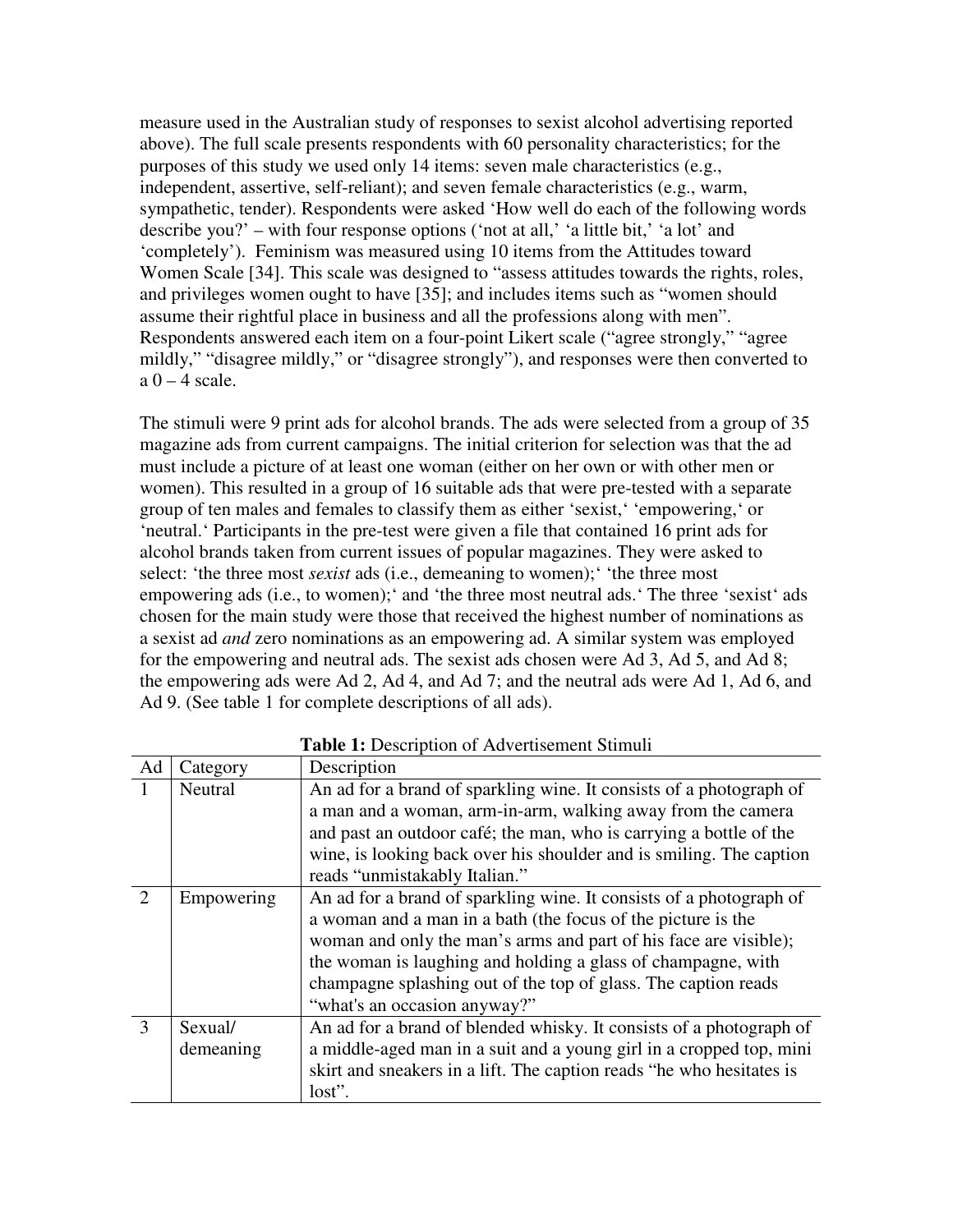measure used in the Australian study of responses to sexist alcohol advertising reported above). The full scale presents respondents with 60 personality characteristics; for the purposes of this study we used only 14 items: seven male characteristics (e.g., independent, assertive, self-reliant); and seven female characteristics (e.g., warm, sympathetic, tender). Respondents were asked 'How well do each of the following words describe you?' – with four response options ('not at all,' 'a little bit,' 'a lot' and 'completely'). Feminism was measured using 10 items from the Attitudes toward Women Scale [34]. This scale was designed to "assess attitudes towards the rights, roles, and privileges women ought to have [35]; and includes items such as "women should assume their rightful place in business and all the professions along with men". Respondents answered each item on a four-point Likert scale ("agree strongly," "agree mildly," "disagree mildly," or "disagree strongly"), and responses were then converted to a 0 – 4 scale.

The stimuli were 9 print ads for alcohol brands. The ads were selected from a group of 35 magazine ads from current campaigns. The initial criterion for selection was that the ad must include a picture of at least one woman (either on her own or with other men or women). This resulted in a group of 16 suitable ads that were pre-tested with a separate group of ten males and females to classify them as either 'sexist,' 'empowering,' or 'neutral.' Participants in the pre-test were given a file that contained 16 print ads for alcohol brands taken from current issues of popular magazines. They were asked to select: 'the three most *sexist* ads (i.e., demeaning to women);' 'the three most empowering ads (i.e., to women);' and 'the three most neutral ads.' The three 'sexist' ads chosen for the main study were those that received the highest number of nominations as a sexist ad *and* zero nominations as an empowering ad. A similar system was employed for the empowering and neutral ads. The sexist ads chosen were Ad 3, Ad 5, and Ad 8; the empowering ads were Ad 2, Ad 4, and Ad 7; and the neutral ads were Ad 1, Ad 6, and Ad 9. (See table 1 for complete descriptions of all ads).

**Table 1:** Description of Advertisement Stimuli

| Ad | Category | Description |
|---|---|---|
| 1 | Neutral | An ad for a brand of sparkling wine. It consists of a photograph of a man and a woman, arm-in-arm, walking away from the camera and past an outdoor café; the man, who is carrying a bottle of the wine, is looking back over his shoulder and is smiling. The caption reads "unmistakably Italian." |
| 2 | Empowering | An ad for a brand of sparkling wine. It consists of a photograph of a woman and a man in a bath (the focus of the picture is the woman and only the man's arms and part of his face are visible); the woman is laughing and holding a glass of champagne, with champagne splashing out of the top of glass. The caption reads "what's an occasion anyway?" |
| 3 | Sexual/ demeaning | An ad for a brand of blended whisky. It consists of a photograph of a middle-aged man in a suit and a young girl in a cropped top, mini skirt and sneakers in a lift. The caption reads "he who hesitates is lost". |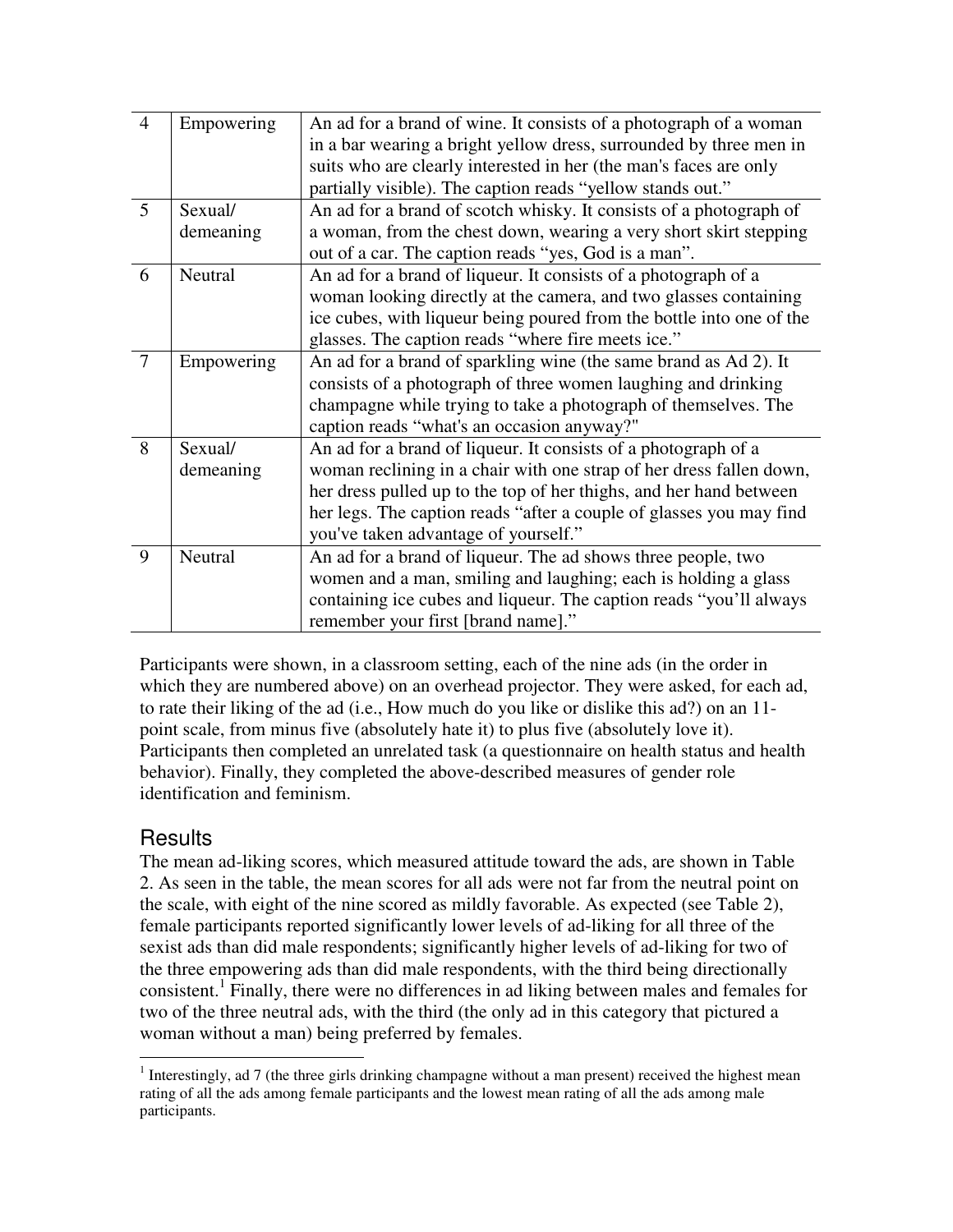| | | |
|---|---|---|
| 4 | Empowering | An ad for a brand of wine. It consists of a photograph of a woman in a bar wearing a bright yellow dress, surrounded by three men in suits who are clearly interested in her (the man's faces are only partially visible). The caption reads "yellow stands out." |
| 5 | Sexual/ demeaning | An ad for a brand of scotch whisky. It consists of a photograph of a woman, from the chest down, wearing a very short skirt stepping out of a car. The caption reads "yes, God is a man". |
| 6 | Neutral | An ad for a brand of liqueur. It consists of a photograph of a woman looking directly at the camera, and two glasses containing ice cubes, with liqueur being poured from the bottle into one of the glasses. The caption reads "where fire meets ice." |
| 7 | Empowering | An ad for a brand of sparkling wine (the same brand as Ad 2). It consists of a photograph of three women laughing and drinking champagne while trying to take a photograph of themselves. The caption reads "what's an occasion anyway?" |
| 8 | Sexual/ demeaning | An ad for a brand of liqueur. It consists of a photograph of a woman reclining in a chair with one strap of her dress fallen down, her dress pulled up to the top of her thighs, and her hand between her legs. The caption reads "after a couple of glasses you may find you've taken advantage of yourself." |
| 9 | Neutral | An ad for a brand of liqueur. The ad shows three people, two women and a man, smiling and laughing; each is holding a glass containing ice cubes and liqueur. The caption reads "you'll always remember your first [brand name]." |

Participants were shown, in a classroom setting, each of the nine ads (in the order in which they are numbered above) on an overhead projector. They were asked, for each ad, to rate their liking of the ad (i.e., How much do you like or dislike this ad?) on an 11-point scale, from minus five (absolutely hate it) to plus five (absolutely love it). Participants then completed an unrelated task (a questionnaire on health status and health behavior). Finally, they completed the above-described measures of gender role identification and feminism.

## Results

The mean ad-liking scores, which measured attitude toward the ads, are shown in Table 2. As seen in the table, the mean scores for all ads were not far from the neutral point on the scale, with eight of the nine scored as mildly favorable. As expected (see Table 2), female participants reported significantly lower levels of ad-liking for all three of the sexist ads than did male respondents; significantly higher levels of ad-liking for two of the three empowering ads than did male respondents, with the third being directionally consistent.[1] Finally, there were no differences in ad liking between males and females for two of the three neutral ads, with the third (the only ad in this category that pictured a woman without a man) being preferred by females.

[1] Interestingly, ad 7 (the three girls drinking champagne without a man present) received the highest mean rating of all the ads among female participants and the lowest mean rating of all the ads among male participants.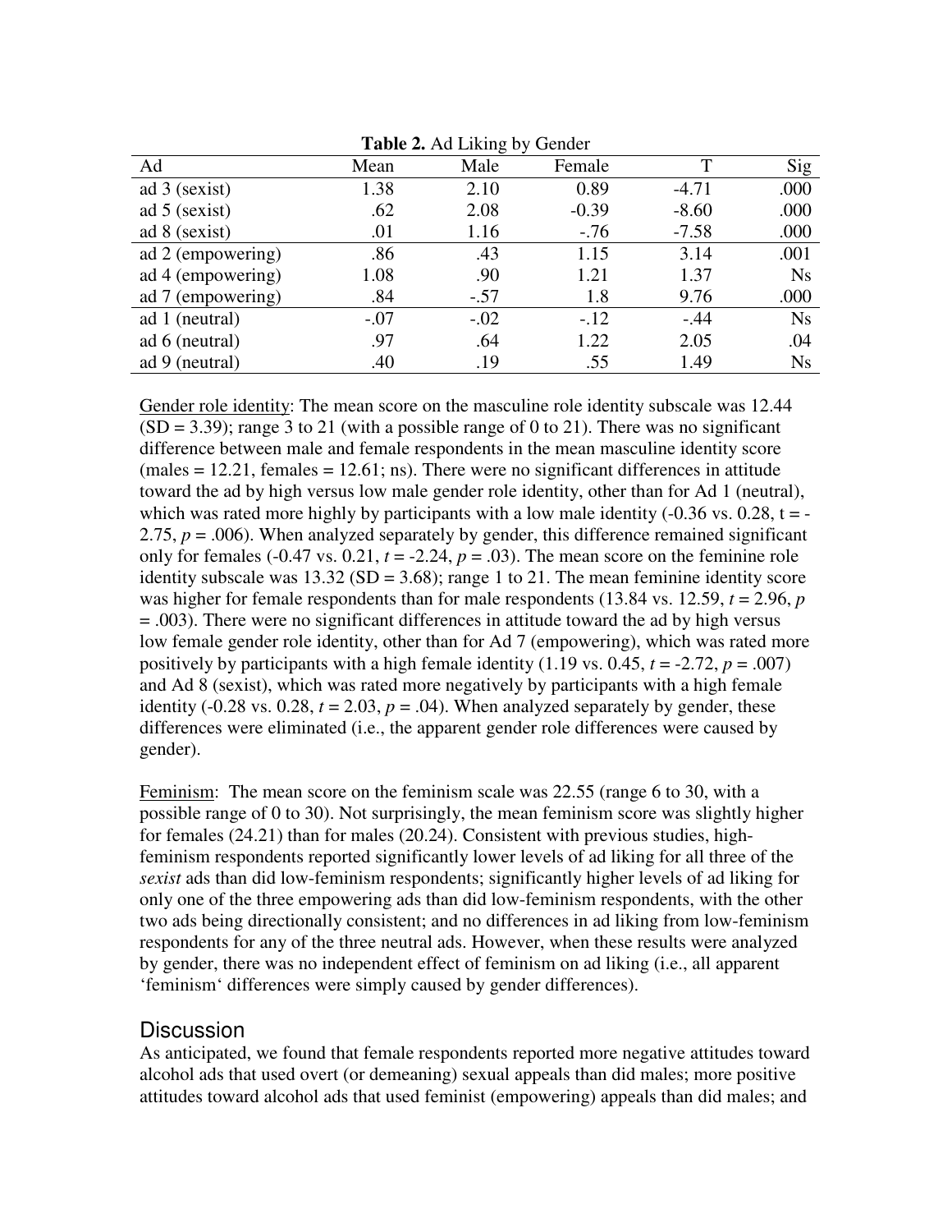**Table 2.** Ad Liking by Gender

| Ad | Mean | Male | Female | T | Sig |
|---|---|---|---|---|---|
| ad 3 (sexist) | 1.38 | 2.10 | 0.89 | -4.71 | .000 |
| ad 5 (sexist) | .62 | 2.08 | -0.39 | -8.60 | .000 |
| ad 8 (sexist) | .01 | 1.16 | -.76 | -7.58 | .000 |
| ad 2 (empowering) | .86 | .43 | 1.15 | 3.14 | .001 |
| ad 4 (empowering) | 1.08 | .90 | 1.21 | 1.37 | Ns |
| ad 7 (empowering) | .84 | -.57 | 1.8 | 9.76 | .000 |
| ad 1 (neutral) | -.07 | -.02 | -.12 | -.44 | Ns |
| ad 6 (neutral) | .97 | .64 | 1.22 | 2.05 | .04 |
| ad 9 (neutral) | .40 | .19 | .55 | 1.49 | Ns |

Gender role identity: The mean score on the masculine role identity subscale was 12.44 (SD = 3.39); range 3 to 21 (with a possible range of 0 to 21). There was no significant difference between male and female respondents in the mean masculine identity score (males = 12.21, females = 12.61; ns). There were no significant differences in attitude toward the ad by high versus low male gender role identity, other than for Ad 1 (neutral), which was rated more highly by participants with a low male identity (-0.36 vs. 0.28, t = -2.75, $p = .006$). When analyzed separately by gender, this difference remained significant only for females (-0.47 vs. 0.21, $t = -2.24$, $p = .03$). The mean score on the feminine role identity subscale was 13.32 (SD = 3.68); range 1 to 21. The mean feminine identity score was higher for female respondents than for male respondents (13.84 vs. 12.59, $t = 2.96$, $p = .003$). There were no significant differences in attitude toward the ad by high versus low female gender role identity, other than for Ad 7 (empowering), which was rated more positively by participants with a high female identity (1.19 vs. 0.45, $t = -2.72$, $p = .007$) and Ad 8 (sexist), which was rated more negatively by participants with a high female identity (-0.28 vs. 0.28, $t = 2.03$, $p = .04$). When analyzed separately by gender, these differences were eliminated (i.e., the apparent gender role differences were caused by gender).

Feminism: The mean score on the feminism scale was 22.55 (range 6 to 30, with a possible range of 0 to 30). Not surprisingly, the mean feminism score was slightly higher for females (24.21) than for males (20.24). Consistent with previous studies, high-feminism respondents reported significantly lower levels of ad liking for all three of the *sexist* ads than did low-feminism respondents; significantly higher levels of ad liking for only one of the three empowering ads than did low-feminism respondents, with the other two ads being directionally consistent; and no differences in ad liking from low-feminism respondents for any of the three neutral ads. However, when these results were analyzed by gender, there was no independent effect of feminism on ad liking (i.e., all apparent 'feminism' differences were simply caused by gender differences).

## Discussion

As anticipated, we found that female respondents reported more negative attitudes toward alcohol ads that used overt (or demeaning) sexual appeals than did males; more positive attitudes toward alcohol ads that used feminist (empowering) appeals than did males; and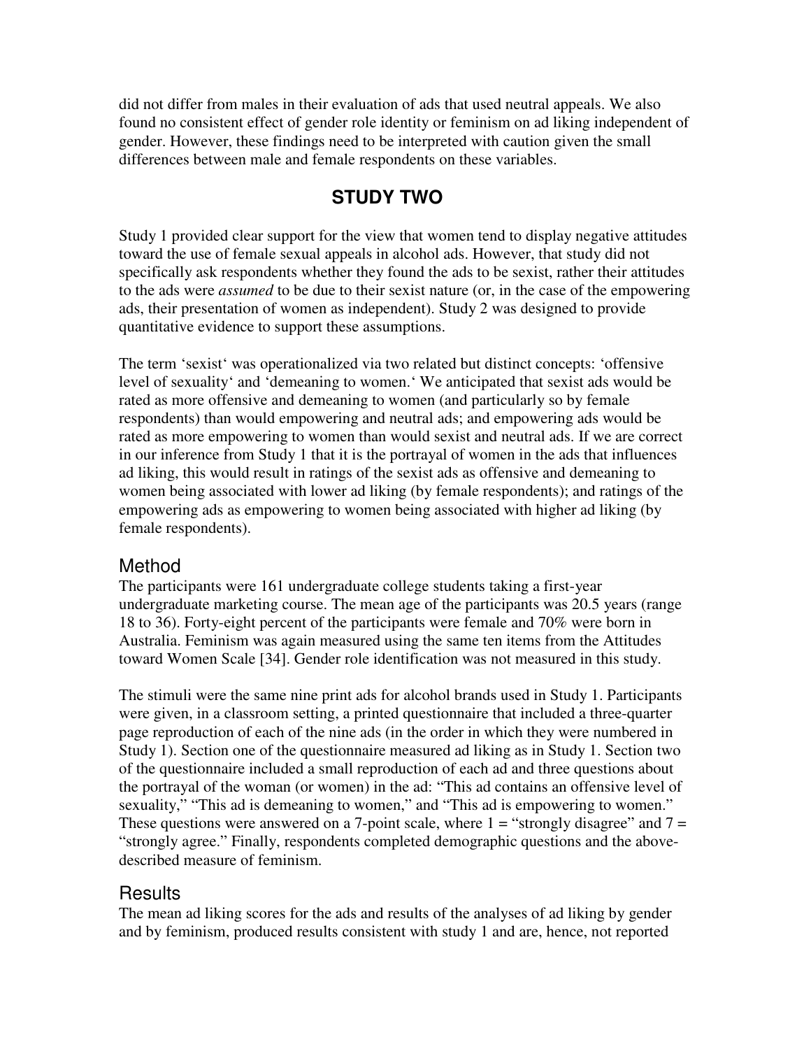did not differ from males in their evaluation of ads that used neutral appeals. We also found no consistent effect of gender role identity or feminism on ad liking independent of gender. However, these findings need to be interpreted with caution given the small differences between male and female respondents on these variables.

## STUDY TWO

Study 1 provided clear support for the view that women tend to display negative attitudes toward the use of female sexual appeals in alcohol ads. However, that study did not specifically ask respondents whether they found the ads to be sexist, rather their attitudes to the ads were *assumed* to be due to their sexist nature (or, in the case of the empowering ads, their presentation of women as independent). Study 2 was designed to provide quantitative evidence to support these assumptions.

The term 'sexist' was operationalized via two related but distinct concepts: 'offensive level of sexuality' and 'demeaning to women.' We anticipated that sexist ads would be rated as more offensive and demeaning to women (and particularly so by female respondents) than would empowering and neutral ads; and empowering ads would be rated as more empowering to women than would sexist and neutral ads. If we are correct in our inference from Study 1 that it is the portrayal of women in the ads that influences ad liking, this would result in ratings of the sexist ads as offensive and demeaning to women being associated with lower ad liking (by female respondents); and ratings of the empowering ads as empowering to women being associated with higher ad liking (by female respondents).

### Method

The participants were 161 undergraduate college students taking a first-year undergraduate marketing course. The mean age of the participants was 20.5 years (range 18 to 36). Forty-eight percent of the participants were female and 70% were born in Australia. Feminism was again measured using the same ten items from the Attitudes toward Women Scale [34]. Gender role identification was not measured in this study.

The stimuli were the same nine print ads for alcohol brands used in Study 1. Participants were given, in a classroom setting, a printed questionnaire that included a three-quarter page reproduction of each of the nine ads (in the order in which they were numbered in Study 1). Section one of the questionnaire measured ad liking as in Study 1. Section two of the questionnaire included a small reproduction of each ad and three questions about the portrayal of the woman (or women) in the ad: "This ad contains an offensive level of sexuality," "This ad is demeaning to women," and "This ad is empowering to women." These questions were answered on a 7-point scale, where 1 = "strongly disagree" and 7 = "strongly agree." Finally, respondents completed demographic questions and the above-described measure of feminism.

### Results

The mean ad liking scores for the ads and results of the analyses of ad liking by gender and by feminism, produced results consistent with study 1 and are, hence, not reported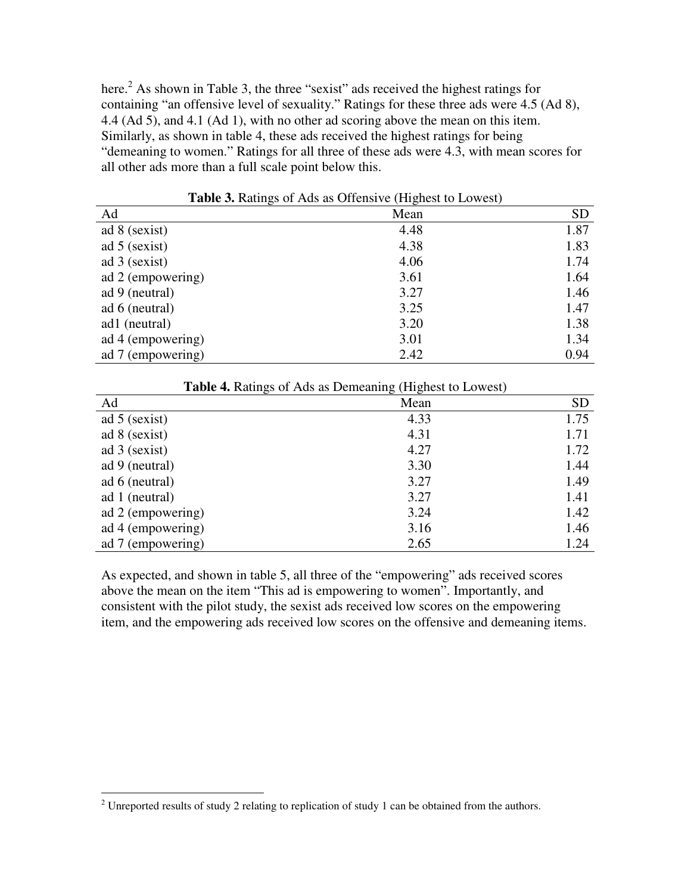here.[2] As shown in Table 3, the three "sexist" ads received the highest ratings for containing "an offensive level of sexuality." Ratings for these three ads were 4.5 (Ad 8), 4.4 (Ad 5), and 4.1 (Ad 1), with no other ad scoring above the mean on this item. Similarly, as shown in table 4, these ads received the highest ratings for being "demeaning to women." Ratings for all three of these ads were 4.3, with mean scores for all other ads more than a full scale point below this.

**Table 3.** Ratings of Ads as Offensive (Highest to Lowest)

| Ad | Mean | SD |
|---|---|---|
| ad 8 (sexist) | 4.48 | 1.87 |
| ad 5 (sexist) | 4.38 | 1.83 |
| ad 3 (sexist) | 4.06 | 1.74 |
| ad 2 (empowering) | 3.61 | 1.64 |
| ad 9 (neutral) | 3.27 | 1.46 |
| ad 6 (neutral) | 3.25 | 1.47 |
| ad1 (neutral) | 3.20 | 1.38 |
| ad 4 (empowering) | 3.01 | 1.34 |
| ad 7 (empowering) | 2.42 | 0.94 |

**Table 4.** Ratings of Ads as Demeaning (Highest to Lowest)

| Ad | Mean | SD |
|---|---|---|
| ad 5 (sexist) | 4.33 | 1.75 |
| ad 8 (sexist) | 4.31 | 1.71 |
| ad 3 (sexist) | 4.27 | 1.72 |
| ad 9 (neutral) | 3.30 | 1.44 |
| ad 6 (neutral) | 3.27 | 1.49 |
| ad 1 (neutral) | 3.27 | 1.41 |
| ad 2 (empowering) | 3.24 | 1.42 |
| ad 4 (empowering) | 3.16 | 1.46 |
| ad 7 (empowering) | 2.65 | 1.24 |

As expected, and shown in table 5, all three of the "empowering" ads received scores above the mean on the item "This ad is empowering to women". Importantly, and consistent with the pilot study, the sexist ads received low scores on the empowering item, and the empowering ads received low scores on the offensive and demeaning items.

[2] Unreported results of study 2 relating to replication of study 1 can be obtained from the authors.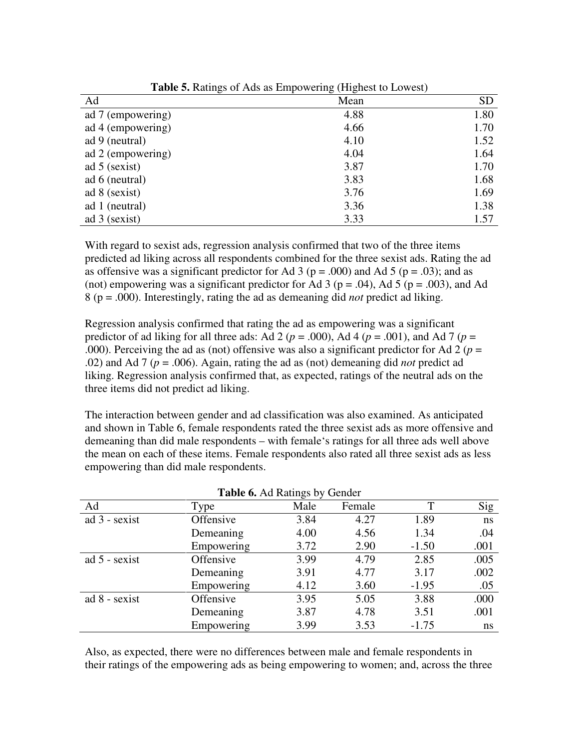**Table 5.** Ratings of Ads as Empowering (Highest to Lowest)

| Ad | Mean | SD |
|---|---|---|
| ad 7 (empowering) | 4.88 | 1.80 |
| ad 4 (empowering) | 4.66 | 1.70 |
| ad 9 (neutral) | 4.10 | 1.52 |
| ad 2 (empowering) | 4.04 | 1.64 |
| ad 5 (sexist) | 3.87 | 1.70 |
| ad 6 (neutral) | 3.83 | 1.68 |
| ad 8 (sexist) | 3.76 | 1.69 |
| ad 1 (neutral) | 3.36 | 1.38 |
| ad 3 (sexist) | 3.33 | 1.57 |

With regard to sexist ads, regression analysis confirmed that two of the three items predicted ad liking across all respondents combined for the three sexist ads. Rating the ad as offensive was a significant predictor for Ad 3 ($p = .000$) and Ad 5 ($p = .03$); and as (not) empowering was a significant predictor for Ad 3 ($p = .04$), Ad 5 ($p = .003$), and Ad 8 ($p = .000$). Interestingly, rating the ad as demeaning did *not* predict ad liking.

Regression analysis confirmed that rating the ad as empowering was a significant predictor of ad liking for all three ads: Ad 2 ($p = .000$), Ad 4 ($p = .001$), and Ad 7 ($p = .000$). Perceiving the ad as (not) offensive was also a significant predictor for Ad 2 ($p = .02$) and Ad 7 ($p = .006$). Again, rating the ad as (not) demeaning did *not* predict ad liking. Regression analysis confirmed that, as expected, ratings of the neutral ads on the three items did not predict ad liking.

The interaction between gender and ad classification was also examined. As anticipated and shown in Table 6, female respondents rated the three sexist ads as more offensive and demeaning than did male respondents – with female's ratings for all three ads well above the mean on each of these items. Female respondents also rated all three sexist ads as less empowering than did male respondents.

**Table 6.** Ad Ratings by Gender

| Ad | Type | Male | Female | T | Sig |
|---|---|---|---|---|---|
| ad 3 - sexist | Offensive | 3.84 | 4.27 | 1.89 | ns |
| | Demeaning | 4.00 | 4.56 | 1.34 | .04 |
| | Empowering | 3.72 | 2.90 | -1.50 | .001 |
| ad 5 - sexist | Offensive | 3.99 | 4.79 | 2.85 | .005 |
| | Demeaning | 3.91 | 4.77 | 3.17 | .002 |
| | Empowering | 4.12 | 3.60 | -1.95 | .05 |
| ad 8 - sexist | Offensive | 3.95 | 5.05 | 3.88 | .000 |
| | Demeaning | 3.87 | 4.78 | 3.51 | .001 |
| | Empowering | 3.99 | 3.53 | -1.75 | ns |

Also, as expected, there were no differences between male and female respondents in their ratings of the empowering ads as being empowering to women; and, across the three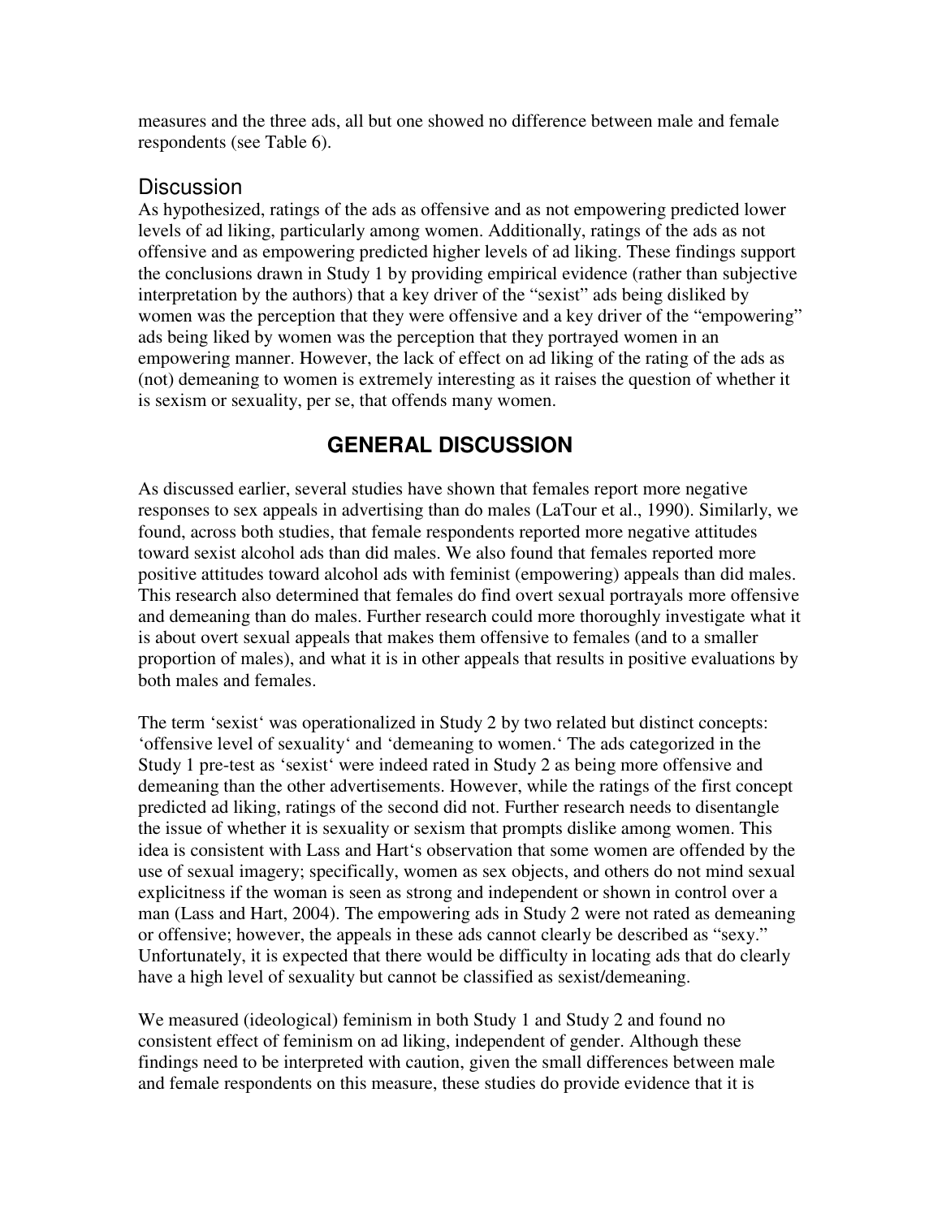measures and the three ads, all but one showed no difference between male and female respondents (see Table 6).

### Discussion

As hypothesized, ratings of the ads as offensive and as not empowering predicted lower levels of ad liking, particularly among women. Additionally, ratings of the ads as not offensive and as empowering predicted higher levels of ad liking. These findings support the conclusions drawn in Study 1 by providing empirical evidence (rather than subjective interpretation by the authors) that a key driver of the "sexist" ads being disliked by women was the perception that they were offensive and a key driver of the "empowering" ads being liked by women was the perception that they portrayed women in an empowering manner. However, the lack of effect on ad liking of the rating of the ads as (not) demeaning to women is extremely interesting as it raises the question of whether it is sexism or sexuality, per se, that offends many women.

## GENERAL DISCUSSION

As discussed earlier, several studies have shown that females report more negative responses to sex appeals in advertising than do males (LaTour et al., 1990). Similarly, we found, across both studies, that female respondents reported more negative attitudes toward sexist alcohol ads than did males. We also found that females reported more positive attitudes toward alcohol ads with feminist (empowering) appeals than did males. This research also determined that females do find overt sexual portrayals more offensive and demeaning than do males. Further research could more thoroughly investigate what it is about overt sexual appeals that makes them offensive to females (and to a smaller proportion of males), and what it is in other appeals that results in positive evaluations by both males and females.

The term 'sexist' was operationalized in Study 2 by two related but distinct concepts: 'offensive level of sexuality' and 'demeaning to women.' The ads categorized in the Study 1 pre-test as 'sexist' were indeed rated in Study 2 as being more offensive and demeaning than the other advertisements. However, while the ratings of the first concept predicted ad liking, ratings of the second did not. Further research needs to disentangle the issue of whether it is sexuality or sexism that prompts dislike among women. This idea is consistent with Lass and Hart's observation that some women are offended by the use of sexual imagery; specifically, women as sex objects, and others do not mind sexual explicitness if the woman is seen as strong and independent or shown in control over a man (Lass and Hart, 2004). The empowering ads in Study 2 were not rated as demeaning or offensive; however, the appeals in these ads cannot clearly be described as "sexy." Unfortunately, it is expected that there would be difficulty in locating ads that do clearly have a high level of sexuality but cannot be classified as sexist/demeaning.

We measured (ideological) feminism in both Study 1 and Study 2 and found no consistent effect of feminism on ad liking, independent of gender. Although these findings need to be interpreted with caution, given the small differences between male and female respondents on this measure, these studies do provide evidence that it is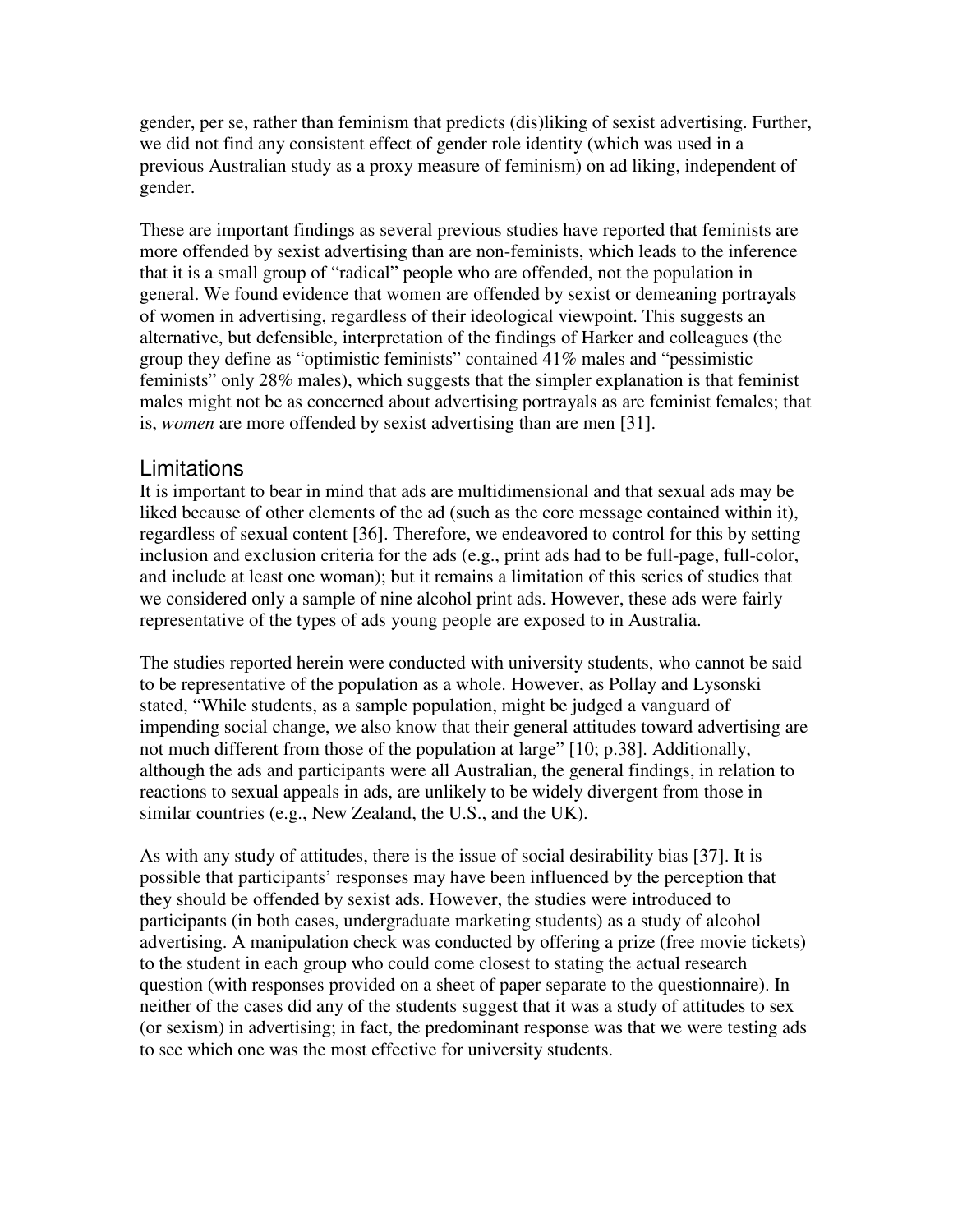gender, per se, rather than feminism that predicts (dis)liking of sexist advertising. Further, we did not find any consistent effect of gender role identity (which was used in a previous Australian study as a proxy measure of feminism) on ad liking, independent of gender.

These are important findings as several previous studies have reported that feminists are more offended by sexist advertising than are non-feminists, which leads to the inference that it is a small group of "radical" people who are offended, not the population in general. We found evidence that women are offended by sexist or demeaning portrayals of women in advertising, regardless of their ideological viewpoint. This suggests an alternative, but defensible, interpretation of the findings of Harker and colleagues (the group they define as "optimistic feminists" contained 41% males and "pessimistic feminists" only 28% males), which suggests that the simpler explanation is that feminist males might not be as concerned about advertising portrayals as are feminist females; that is, *women* are more offended by sexist advertising than are men [31].

## Limitations

It is important to bear in mind that ads are multidimensional and that sexual ads may be liked because of other elements of the ad (such as the core message contained within it), regardless of sexual content [36]. Therefore, we endeavored to control for this by setting inclusion and exclusion criteria for the ads (e.g., print ads had to be full-page, full-color, and include at least one woman); but it remains a limitation of this series of studies that we considered only a sample of nine alcohol print ads. However, these ads were fairly representative of the types of ads young people are exposed to in Australia.

The studies reported herein were conducted with university students, who cannot be said to be representative of the population as a whole. However, as Pollay and Lysonski stated, "While students, as a sample population, might be judged a vanguard of impending social change, we also know that their general attitudes toward advertising are not much different from those of the population at large" [10; p.38]. Additionally, although the ads and participants were all Australian, the general findings, in relation to reactions to sexual appeals in ads, are unlikely to be widely divergent from those in similar countries (e.g., New Zealand, the U.S., and the UK).

As with any study of attitudes, there is the issue of social desirability bias [37]. It is possible that participants' responses may have been influenced by the perception that they should be offended by sexist ads. However, the studies were introduced to participants (in both cases, undergraduate marketing students) as a study of alcohol advertising. A manipulation check was conducted by offering a prize (free movie tickets) to the student in each group who could come closest to stating the actual research question (with responses provided on a sheet of paper separate to the questionnaire). In neither of the cases did any of the students suggest that it was a study of attitudes to sex (or sexism) in advertising; in fact, the predominant response was that we were testing ads to see which one was the most effective for university students.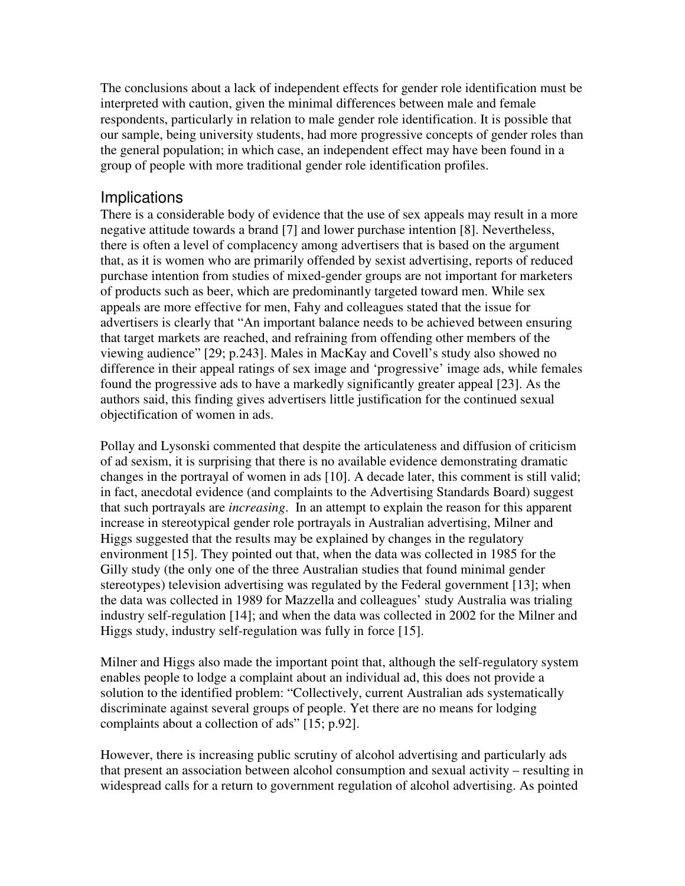The conclusions about a lack of independent effects for gender role identification must be interpreted with caution, given the minimal differences between male and female respondents, particularly in relation to male gender role identification. It is possible that our sample, being university students, had more progressive concepts of gender roles than the general population; in which case, an independent effect may have been found in a group of people with more traditional gender role identification profiles.

## Implications

There is a considerable body of evidence that the use of sex appeals may result in a more negative attitude towards a brand [7] and lower purchase intention [8]. Nevertheless, there is often a level of complacency among advertisers that is based on the argument that, as it is women who are primarily offended by sexist advertising, reports of reduced purchase intention from studies of mixed-gender groups are not important for marketers of products such as beer, which are predominantly targeted toward men. While sex appeals are more effective for men, Fahy and colleagues stated that the issue for advertisers is clearly that "An important balance needs to be achieved between ensuring that target markets are reached, and refraining from offending other members of the viewing audience" [29; p.243]. Males in MacKay and Covell's study also showed no difference in their appeal ratings of sex image and 'progressive' image ads, while females found the progressive ads to have a markedly significantly greater appeal [23]. As the authors said, this finding gives advertisers little justification for the continued sexual objectification of women in ads.

Pollay and Lysonski commented that despite the articulateness and diffusion of criticism of ad sexism, it is surprising that there is no available evidence demonstrating dramatic changes in the portrayal of women in ads [10]. A decade later, this comment is still valid; in fact, anecdotal evidence (and complaints to the Advertising Standards Board) suggest that such portrayals are *increasing*. In an attempt to explain the reason for this apparent increase in stereotypical gender role portrayals in Australian advertising, Milner and Higgs suggested that the results may be explained by changes in the regulatory environment [15]. They pointed out that, when the data was collected in 1985 for the Gilly study (the only one of the three Australian studies that found minimal gender stereotypes) television advertising was regulated by the Federal government [13]; when the data was collected in 1989 for Mazzella and colleagues' study Australia was trialing industry self-regulation [14]; and when the data was collected in 2002 for the Milner and Higgs study, industry self-regulation was fully in force [15].

Milner and Higgs also made the important point that, although the self-regulatory system enables people to lodge a complaint about an individual ad, this does not provide a solution to the identified problem: "Collectively, current Australian ads systematically discriminate against several groups of people. Yet there are no means for lodging complaints about a collection of ads" [15; p.92].

However, there is increasing public scrutiny of alcohol advertising and particularly ads that present an association between alcohol consumption and sexual activity – resulting in widespread calls for a return to government regulation of alcohol advertising. As pointed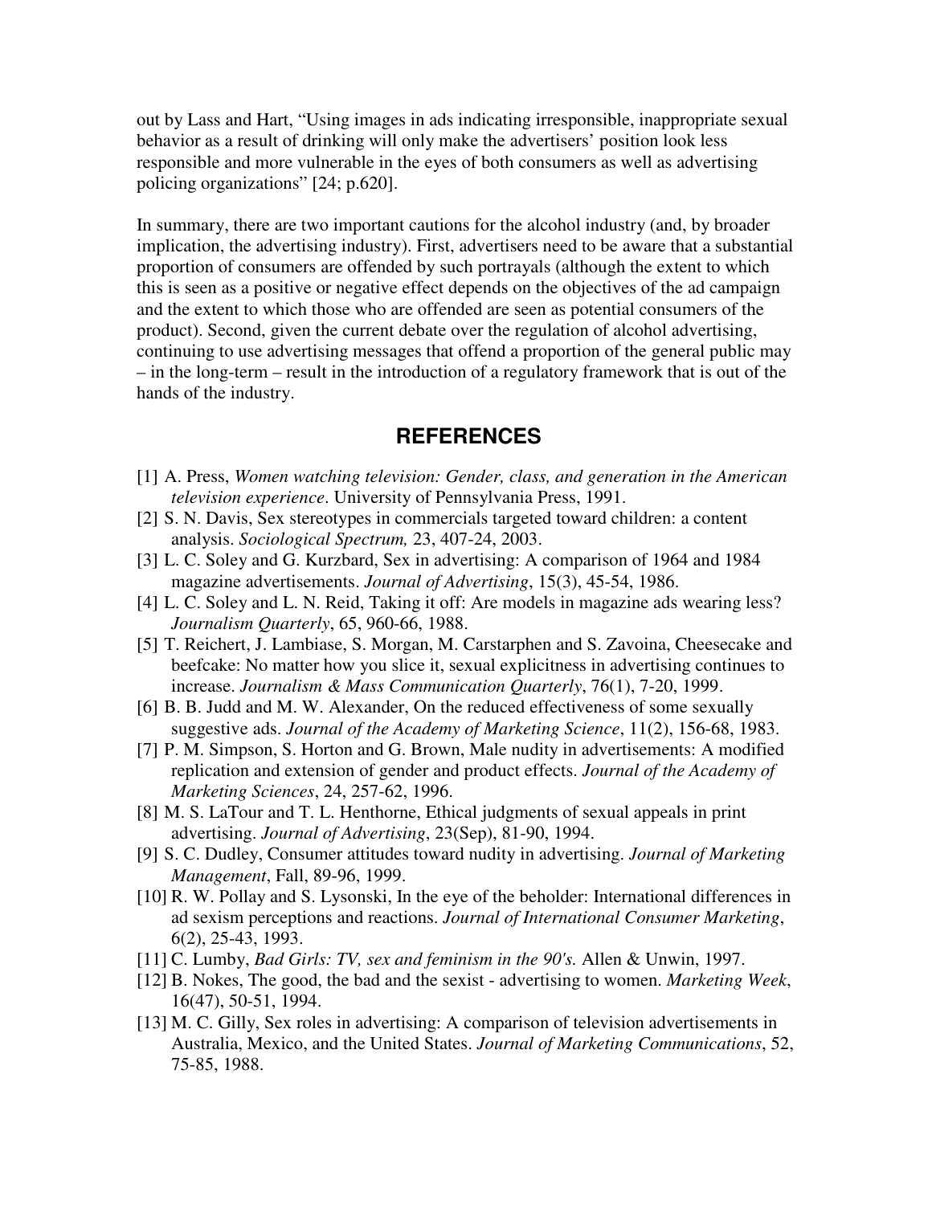out by Lass and Hart, "Using images in ads indicating irresponsible, inappropriate sexual behavior as a result of drinking will only make the advertisers' position look less responsible and more vulnerable in the eyes of both consumers as well as advertising policing organizations" [24; p.620].

In summary, there are two important cautions for the alcohol industry (and, by broader implication, the advertising industry). First, advertisers need to be aware that a substantial proportion of consumers are offended by such portrayals (although the extent to which this is seen as a positive or negative effect depends on the objectives of the ad campaign and the extent to which those who are offended are seen as potential consumers of the product). Second, given the current debate over the regulation of alcohol advertising, continuing to use advertising messages that offend a proportion of the general public may – in the long-term – result in the introduction of a regulatory framework that is out of the hands of the industry.

## REFERENCES

[1] A. Press, *Women watching television: Gender, class, and generation in the American television experience*. University of Pennsylvania Press, 1991.

[2] S. N. Davis, Sex stereotypes in commercials targeted toward children: a content analysis. *Sociological Spectrum,* 23, 407-24, 2003.

[3] L. C. Soley and G. Kurzbard, Sex in advertising: A comparison of 1964 and 1984 magazine advertisements. *Journal of Advertising*, 15(3), 45-54, 1986.

[4] L. C. Soley and L. N. Reid, Taking it off: Are models in magazine ads wearing less? *Journalism Quarterly*, 65, 960-66, 1988.

[5] T. Reichert, J. Lambiase, S. Morgan, M. Carstarphen and S. Zavoina, Cheesecake and beefcake: No matter how you slice it, sexual explicitness in advertising continues to increase. *Journalism & Mass Communication Quarterly*, 76(1), 7-20, 1999.

[6] B. B. Judd and M. W. Alexander, On the reduced effectiveness of some sexually suggestive ads. *Journal of the Academy of Marketing Science*, 11(2), 156-68, 1983.

[7] P. M. Simpson, S. Horton and G. Brown, Male nudity in advertisements: A modified replication and extension of gender and product effects. *Journal of the Academy of Marketing Sciences*, 24, 257-62, 1996.

[8] M. S. LaTour and T. L. Henthorne, Ethical judgments of sexual appeals in print advertising. *Journal of Advertising*, 23(Sep), 81-90, 1994.

[9] S. C. Dudley, Consumer attitudes toward nudity in advertising. *Journal of Marketing Management*, Fall, 89-96, 1999.

[10] R. W. Pollay and S. Lysonski, In the eye of the beholder: International differences in ad sexism perceptions and reactions. *Journal of International Consumer Marketing*, 6(2), 25-43, 1993.

[11] C. Lumby, *Bad Girls: TV, sex and feminism in the 90's.* Allen & Unwin, 1997.

[12] B. Nokes, The good, the bad and the sexist - advertising to women. *Marketing Week*, 16(47), 50-51, 1994.

[13] M. C. Gilly, Sex roles in advertising: A comparison of television advertisements in Australia, Mexico, and the United States. *Journal of Marketing Communications*, 52, 75-85, 1988.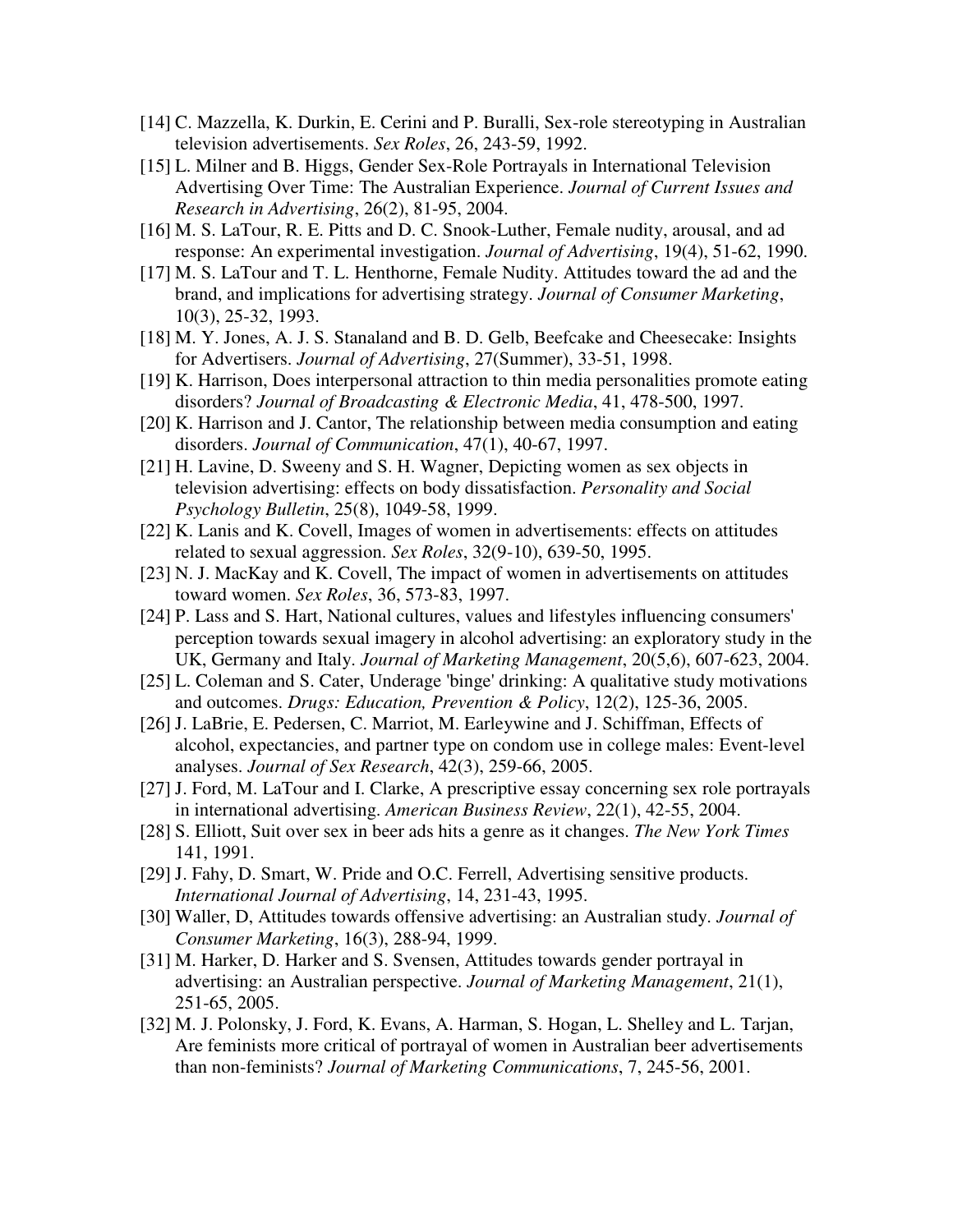[14] C. Mazzella, K. Durkin, E. Cerini and P. Buralli, Sex-role stereotyping in Australian television advertisements. *Sex Roles*, 26, 243-59, 1992.

[15] L. Milner and B. Higgs, Gender Sex-Role Portrayals in International Television Advertising Over Time: The Australian Experience. *Journal of Current Issues and Research in Advertising*, 26(2), 81-95, 2004.

[16] M. S. LaTour, R. E. Pitts and D. C. Snook-Luther, Female nudity, arousal, and ad response: An experimental investigation. *Journal of Advertising*, 19(4), 51-62, 1990.

[17] M. S. LaTour and T. L. Henthorne, Female Nudity. Attitudes toward the ad and the brand, and implications for advertising strategy. *Journal of Consumer Marketing*, 10(3), 25-32, 1993.

[18] M. Y. Jones, A. J. S. Stanaland and B. D. Gelb, Beefcake and Cheesecake: Insights for Advertisers. *Journal of Advertising*, 27(Summer), 33-51, 1998.

[19] K. Harrison, Does interpersonal attraction to thin media personalities promote eating disorders? *Journal of Broadcasting & Electronic Media*, 41, 478-500, 1997.

[20] K. Harrison and J. Cantor, The relationship between media consumption and eating disorders. *Journal of Communication*, 47(1), 40-67, 1997.

[21] H. Lavine, D. Sweeny and S. H. Wagner, Depicting women as sex objects in television advertising: effects on body dissatisfaction. *Personality and Social Psychology Bulletin*, 25(8), 1049-58, 1999.

[22] K. Lanis and K. Covell, Images of women in advertisements: effects on attitudes related to sexual aggression. *Sex Roles*, 32(9-10), 639-50, 1995.

[23] N. J. MacKay and K. Covell, The impact of women in advertisements on attitudes toward women. *Sex Roles*, 36, 573-83, 1997.

[24] P. Lass and S. Hart, National cultures, values and lifestyles influencing consumers' perception towards sexual imagery in alcohol advertising: an exploratory study in the UK, Germany and Italy. *Journal of Marketing Management*, 20(5,6), 607-623, 2004.

[25] L. Coleman and S. Cater, Underage 'binge' drinking: A qualitative study motivations and outcomes. *Drugs: Education, Prevention & Policy*, 12(2), 125-36, 2005.

[26] J. LaBrie, E. Pedersen, C. Marriot, M. Earleywine and J. Schiffman, Effects of alcohol, expectancies, and partner type on condom use in college males: Event-level analyses. *Journal of Sex Research*, 42(3), 259-66, 2005.

[27] J. Ford, M. LaTour and I. Clarke, A prescriptive essay concerning sex role portrayals in international advertising. *American Business Review*, 22(1), 42-55, 2004.

[28] S. Elliott, Suit over sex in beer ads hits a genre as it changes. *The New York Times* 141, 1991.

[29] J. Fahy, D. Smart, W. Pride and O.C. Ferrell, Advertising sensitive products. *International Journal of Advertising*, 14, 231-43, 1995.

[30] Waller, D, Attitudes towards offensive advertising: an Australian study. *Journal of Consumer Marketing*, 16(3), 288-94, 1999.

[31] M. Harker, D. Harker and S. Svensen, Attitudes towards gender portrayal in advertising: an Australian perspective. *Journal of Marketing Management*, 21(1), 251-65, 2005.

[32] M. J. Polonsky, J. Ford, K. Evans, A. Harman, S. Hogan, L. Shelley and L. Tarjan, Are feminists more critical of portrayal of women in Australian beer advertisements than non-feminists? *Journal of Marketing Communications*, 7, 245-56, 2001.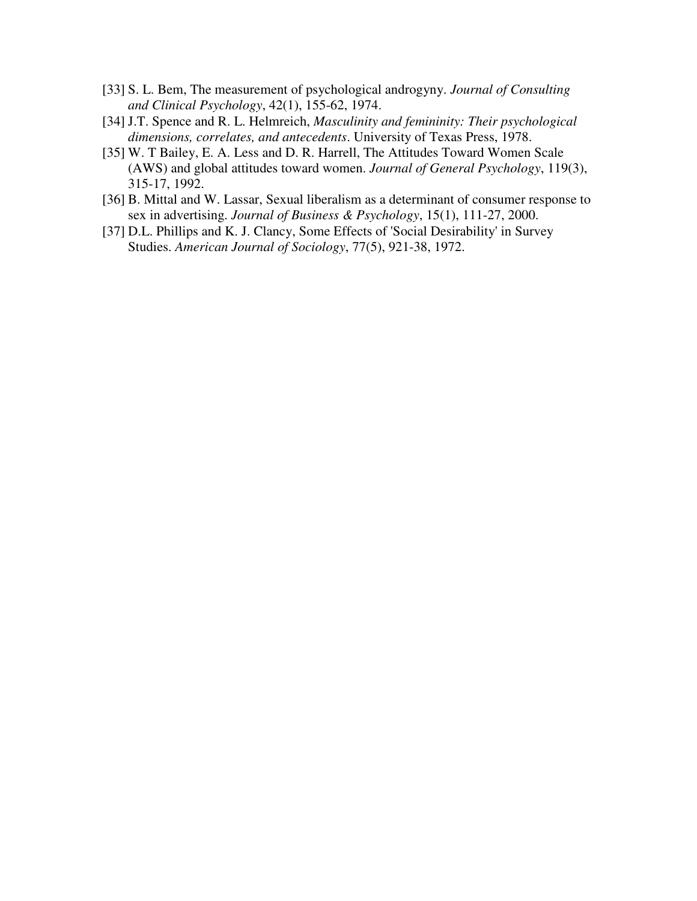[33] S. L. Bem, The measurement of psychological androgyny. *Journal of Consulting and Clinical Psychology*, 42(1), 155-62, 1974.

[34] J.T. Spence and R. L. Helmreich, *Masculinity and femininity: Their psychological dimensions, correlates, and antecedents*. University of Texas Press, 1978.

[35] W. T Bailey, E. A. Less and D. R. Harrell, The Attitudes Toward Women Scale (AWS) and global attitudes toward women. *Journal of General Psychology*, 119(3), 315-17, 1992.

[36] B. Mittal and W. Lassar, Sexual liberalism as a determinant of consumer response to sex in advertising. *Journal of Business & Psychology*, 15(1), 111-27, 2000.

[37] D.L. Phillips and K. J. Clancy, Some Effects of 'Social Desirability' in Survey Studies. *American Journal of Sociology*, 77(5), 921-38, 1972.